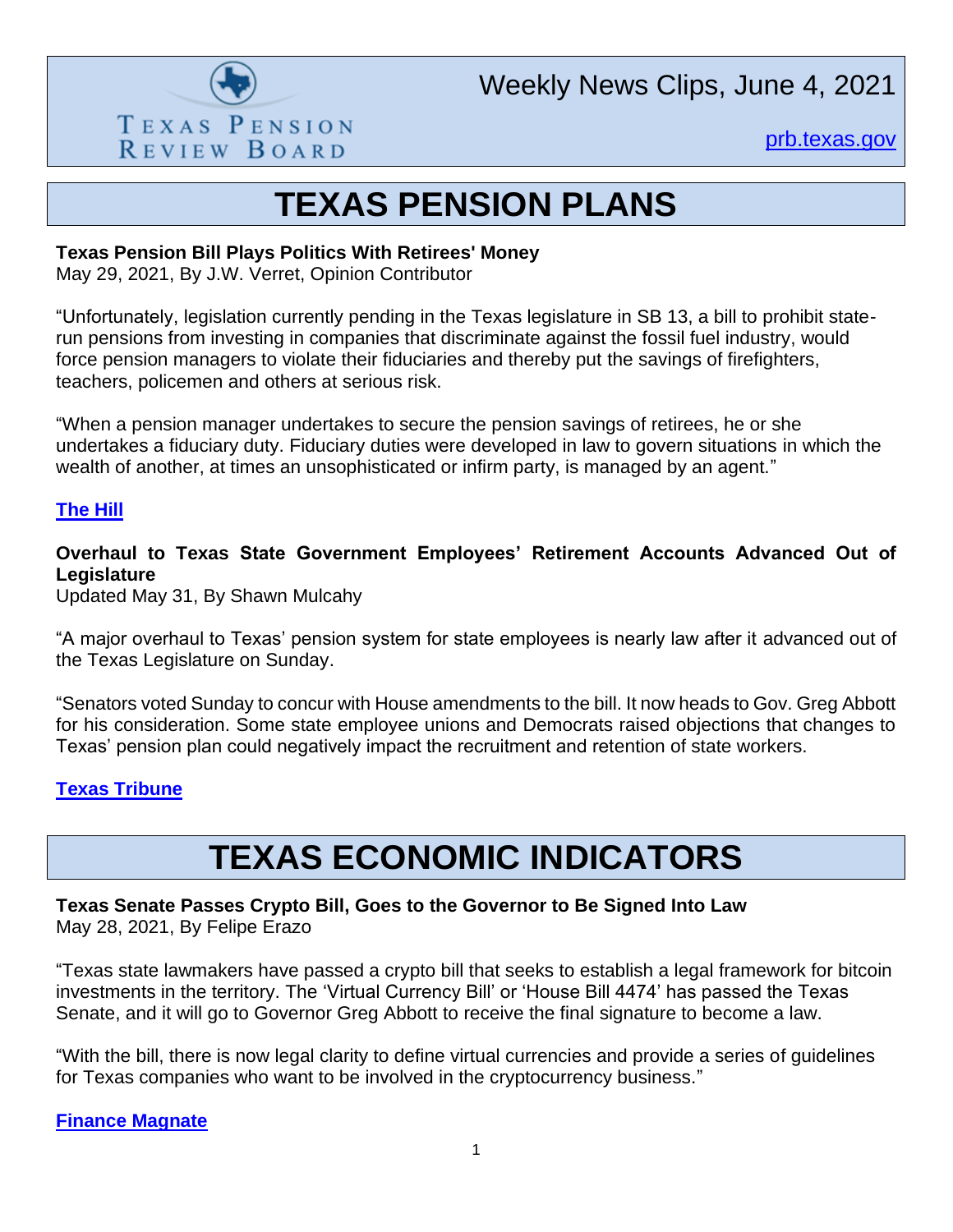Texas Pension Review Board

Weekly News Clips, June 4, 2021

[prb.texas.gov](prb.texas.gov)

# TEXAS PENSION PLANS

**Texas Pension Bill Plays Politics With Retirees' Money**
May 29, 2021, By J.W. Verret, Opinion Contributor

"Unfortunately, legislation currently pending in the Texas legislature in SB 13, a bill to prohibit state-run pensions from investing in companies that discriminate against the fossil fuel industry, would force pension managers to violate their fiduciaries and thereby put the savings of firefighters, teachers, policemen and others at serious risk.

"When a pension manager undertakes to secure the pension savings of retirees, he or she undertakes a fiduciary duty. Fiduciary duties were developed in law to govern situations in which the wealth of another, at times an unsophisticated or infirm party, is managed by an agent."

**[The Hill]()**

**Overhaul to Texas State Government Employees' Retirement Accounts Advanced Out of Legislature**
Updated May 31, By Shawn Mulcahy

"A major overhaul to Texas' pension system for state employees is nearly law after it advanced out of the Texas Legislature on Sunday.

"Senators voted Sunday to concur with House amendments to the bill. It now heads to Gov. Greg Abbott for his consideration. Some state employee unions and Democrats raised objections that changes to Texas' pension plan could negatively impact the recruitment and retention of state workers.

**[Texas Tribune]()**

# TEXAS ECONOMIC INDICATORS

**Texas Senate Passes Crypto Bill, Goes to the Governor to Be Signed Into Law**
May 28, 2021, By Felipe Erazo

"Texas state lawmakers have passed a crypto bill that seeks to establish a legal framework for bitcoin investments in the territory. The 'Virtual Currency Bill' or 'House Bill 4474' has passed the Texas Senate, and it will go to Governor Greg Abbott to receive the final signature to become a law.

"With the bill, there is now legal clarity to define virtual currencies and provide a series of guidelines for Texas companies who want to be involved in the cryptocurrency business."

**[Finance Magnate]()**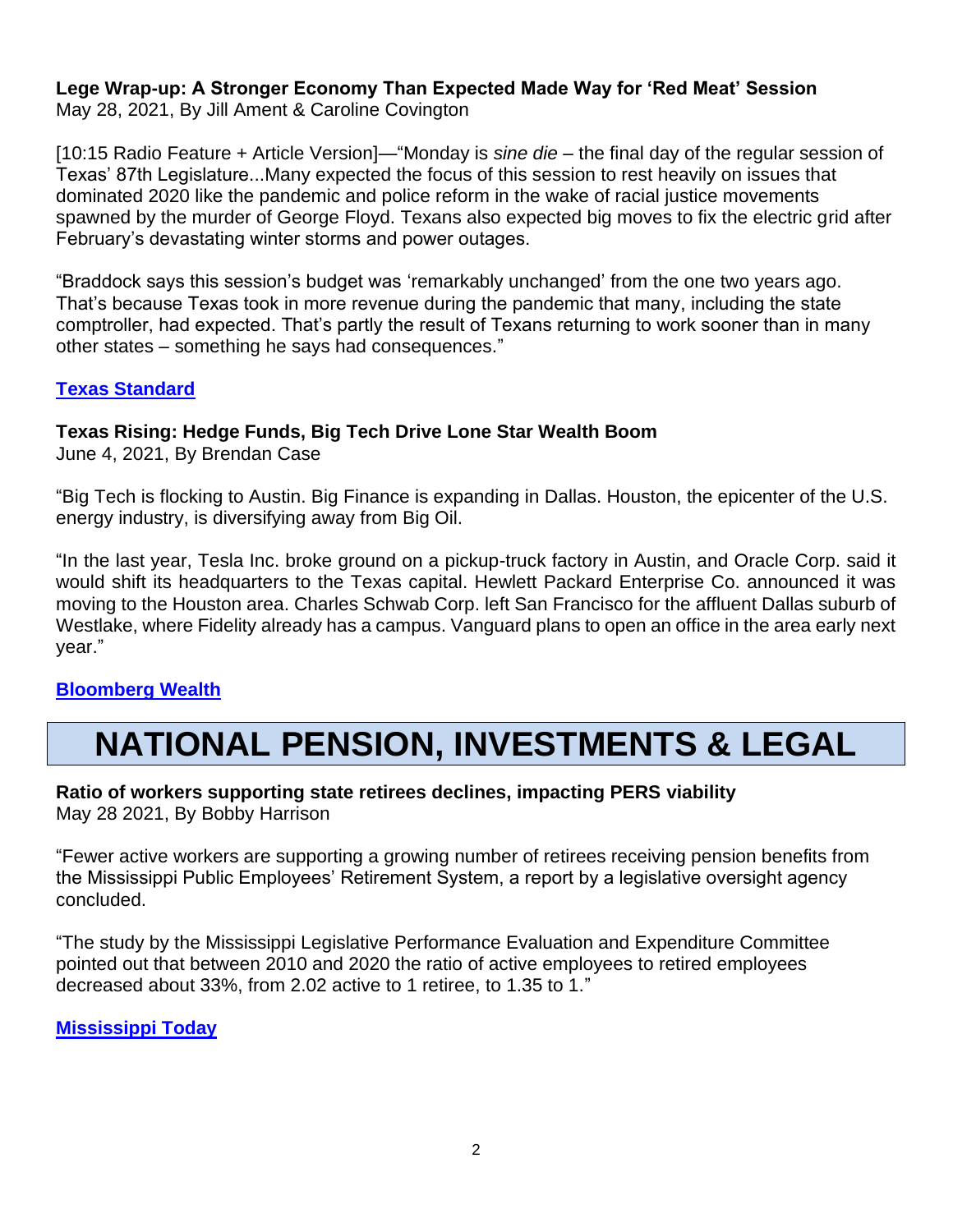**Lege Wrap-up: A Stronger Economy Than Expected Made Way for 'Red Meat' Session**
May 28, 2021, By Jill Ament & Caroline Covington

[10:15 Radio Feature + Article Version]—"Monday is *sine die* – the final day of the regular session of Texas' 87th Legislature...Many expected the focus of this session to rest heavily on issues that dominated 2020 like the pandemic and police reform in the wake of racial justice movements spawned by the murder of George Floyd. Texans also expected big moves to fix the electric grid after February's devastating winter storms and power outages.

"Braddock says this session's budget was 'remarkably unchanged' from the one two years ago. That's because Texas took in more revenue during the pandemic that many, including the state comptroller, had expected. That's partly the result of Texans returning to work sooner than in many other states – something he says had consequences."

**Texas Standard**

**Texas Rising: Hedge Funds, Big Tech Drive Lone Star Wealth Boom**
June 4, 2021, By Brendan Case

"Big Tech is flocking to Austin. Big Finance is expanding in Dallas. Houston, the epicenter of the U.S. energy industry, is diversifying away from Big Oil.

"In the last year, Tesla Inc. broke ground on a pickup-truck factory in Austin, and Oracle Corp. said it would shift its headquarters to the Texas capital. Hewlett Packard Enterprise Co. announced it was moving to the Houston area. Charles Schwab Corp. left San Francisco for the affluent Dallas suburb of Westlake, where Fidelity already has a campus. Vanguard plans to open an office in the area early next year."

**Bloomberg Wealth**

# NATIONAL PENSION, INVESTMENTS & LEGAL

**Ratio of workers supporting state retirees declines, impacting PERS viability**
May 28 2021, By Bobby Harrison

"Fewer active workers are supporting a growing number of retirees receiving pension benefits from the Mississippi Public Employees' Retirement System, a report by a legislative oversight agency concluded.

"The study by the Mississippi Legislative Performance Evaluation and Expenditure Committee pointed out that between 2010 and 2020 the ratio of active employees to retired employees decreased about 33%, from 2.02 active to 1 retiree, to 1.35 to 1."

**Mississippi Today**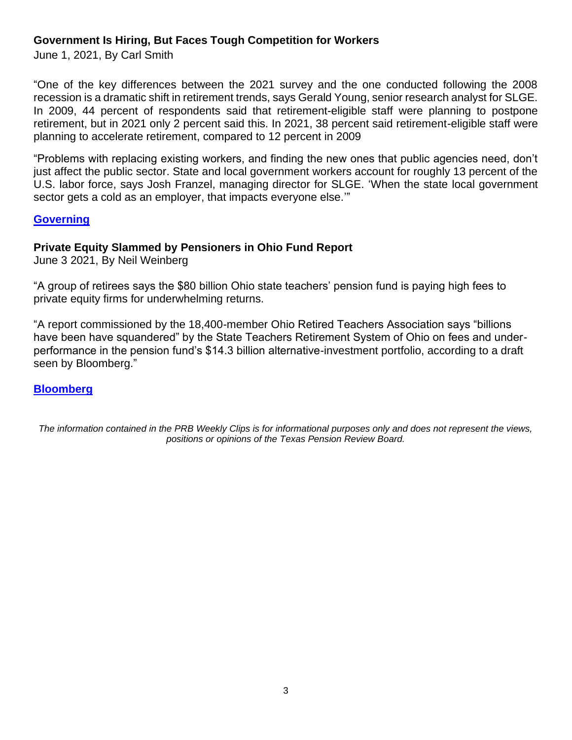**Government Is Hiring, But Faces Tough Competition for Workers**
June 1, 2021, By Carl Smith

"One of the key differences between the 2021 survey and the one conducted following the 2008 recession is a dramatic shift in retirement trends, says Gerald Young, senior research analyst for SLGE. In 2009, 44 percent of respondents said that retirement-eligible staff were planning to postpone retirement, but in 2021 only 2 percent said this. In 2021, 38 percent said retirement-eligible staff were planning to accelerate retirement, compared to 12 percent in 2009

"Problems with replacing existing workers, and finding the new ones that public agencies need, don't just affect the public sector. State and local government workers account for roughly 13 percent of the U.S. labor force, says Josh Franzel, managing director for SLGE. 'When the state local government sector gets a cold as an employer, that impacts everyone else.'"

**Governing**

**Private Equity Slammed by Pensioners in Ohio Fund Report**
June 3 2021, By Neil Weinberg

"A group of retirees says the $80 billion Ohio state teachers' pension fund is paying high fees to private equity firms for underwhelming returns.

"A report commissioned by the 18,400-member Ohio Retired Teachers Association says "billions have been have squandered" by the State Teachers Retirement System of Ohio on fees and under-performance in the pension fund's $14.3 billion alternative-investment portfolio, according to a draft seen by Bloomberg."

**Bloomberg**

*The information contained in the PRB Weekly Clips is for informational purposes only and does not represent the views, positions or opinions of the Texas Pension Review Board.*